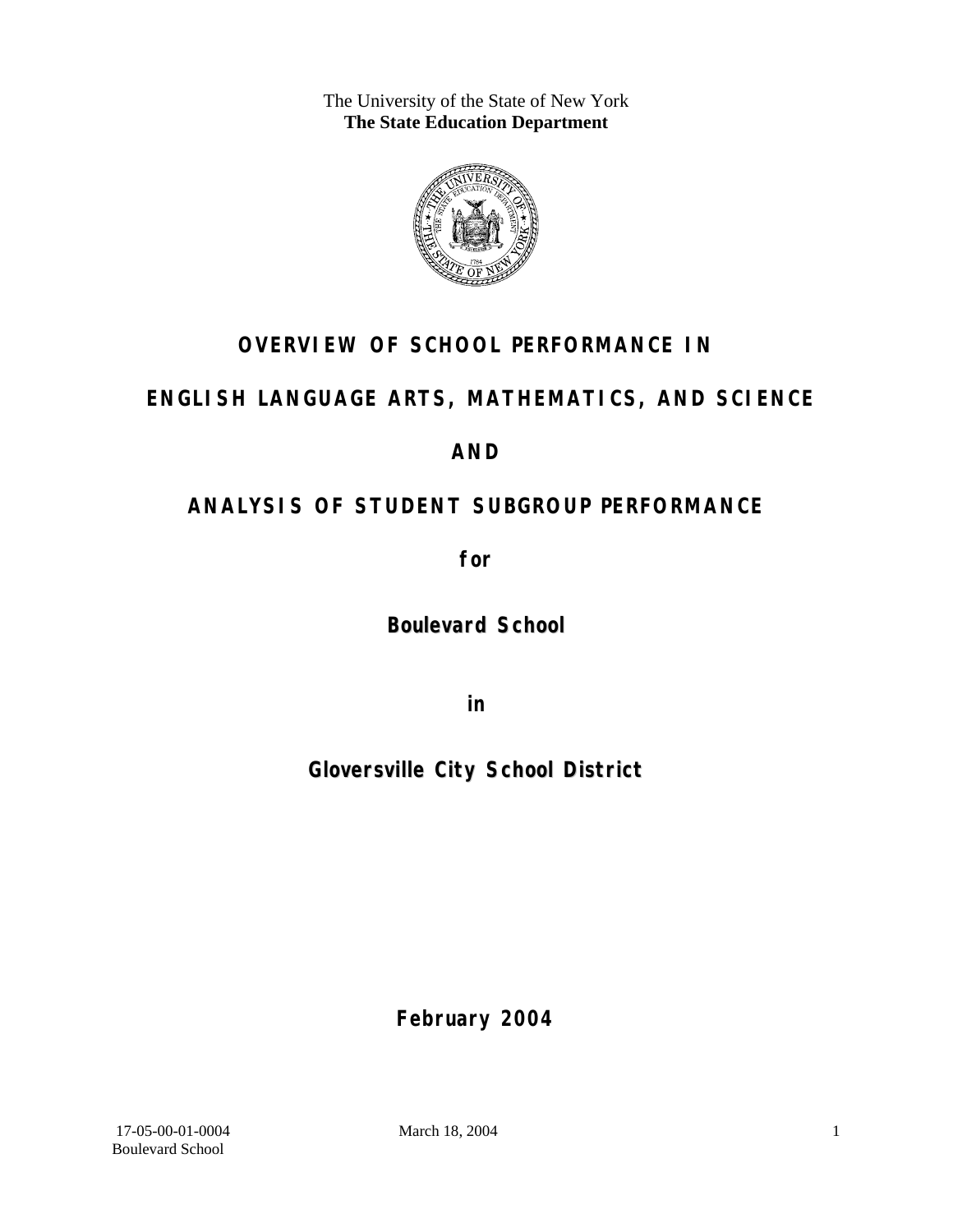The University of the State of New York
**The State Education Department**

# OVERVIEW OF SCHOOL PERFORMANCE IN

# ENGLISH LANGUAGE ARTS, MATHEMATICS, AND SCIENCE

# AND

# ANALYSIS OF STUDENT SUBGROUP PERFORMANCE

**for**

## Boulevard School

**in**

## Gloversville City School District

**February 2004**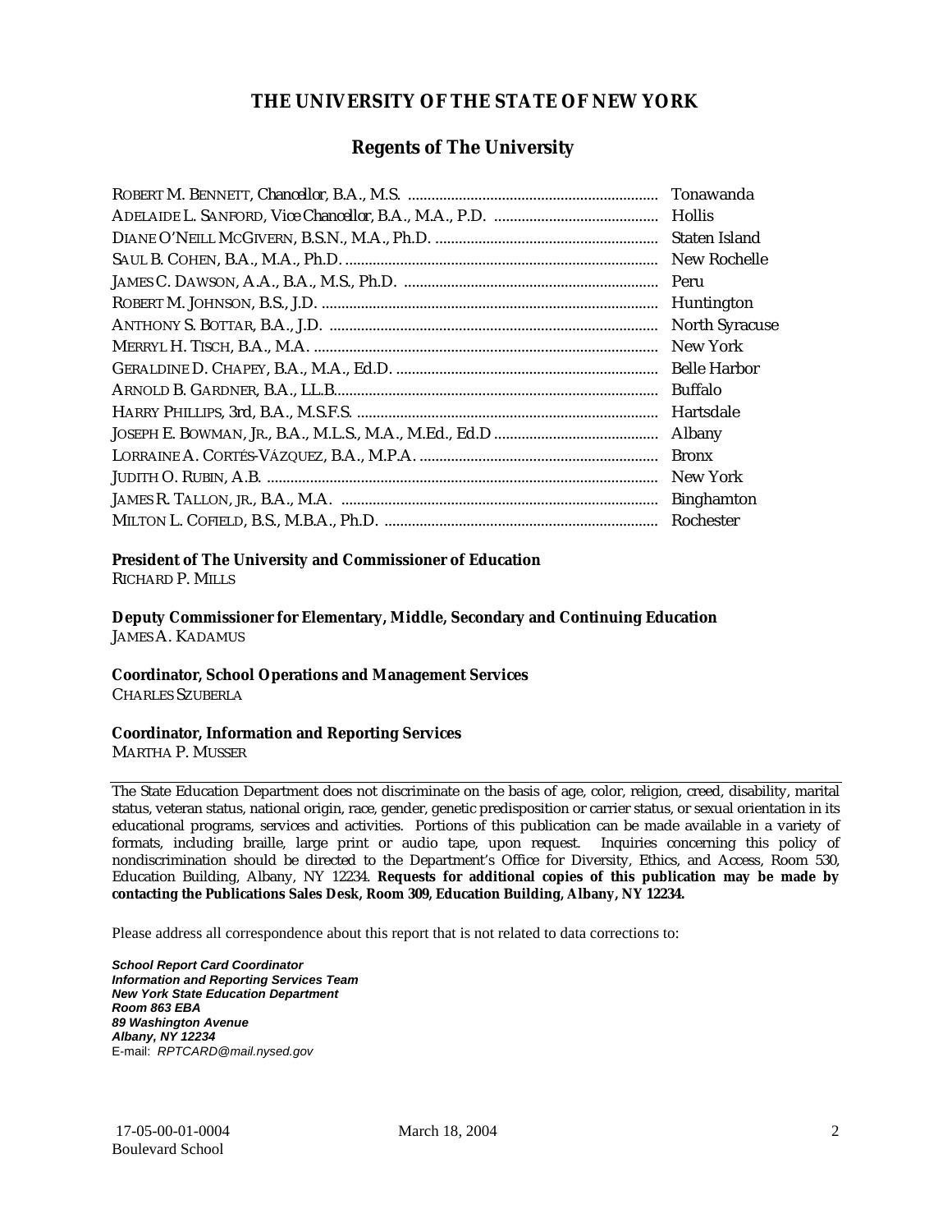# THE UNIVERSITY OF THE STATE OF NEW YORK

## Regents of The University

| | |
|---|---|
| ROBERT M. BENNETT, *Chancellor*, B.A., M.S. | Tonawanda |
| ADELAIDE L. SANFORD, *Vice Chancellor*, B.A., M.A., P.D. | Hollis |
| DIANE O'NEILL MCGIVERN, B.S.N., M.A., Ph.D. | Staten Island |
| SAUL B. COHEN, B.A., M.A., Ph.D. | New Rochelle |
| JAMES C. DAWSON, A.A., B.A., M.S., Ph.D. | Peru |
| ROBERT M. JOHNSON, B.S., J.D. | Huntington |
| ANTHONY S. BOTTAR, B.A., J.D. | North Syracuse |
| MERRYL H. TISCH, B.A., M.A. | New York |
| GERALDINE D. CHAPEY, B.A., M.A., Ed.D. | Belle Harbor |
| ARNOLD B. GARDNER, B.A., LL.B. | Buffalo |
| HARRY PHILLIPS, 3rd, B.A., M.S.F.S. | Hartsdale |
| JOSEPH E. BOWMAN, JR., B.A., M.L.S., M.A., M.Ed., Ed.D | Albany |
| LORRAINE A. CORTÉS-VÁZQUEZ, B.A., M.P.A. | Bronx |
| JUDITH O. RUBIN, A.B. | New York |
| JAMES R. TALLON, JR., B.A., M.A. | Binghamton |
| MILTON L. COFIELD, B.S., M.B.A., Ph.D. | Rochester |

**President of The University and Commissioner of Education**
RICHARD P. MILLS

**Deputy Commissioner for Elementary, Middle, Secondary and Continuing Education**
JAMES A. KADAMUS

**Coordinator, School Operations and Management Services**
CHARLES SZUBERLA

**Coordinator, Information and Reporting Services**
MARTHA P. MUSSER

---

The State Education Department does not discriminate on the basis of age, color, religion, creed, disability, marital status, veteran status, national origin, race, gender, genetic predisposition or carrier status, or sexual orientation in its educational programs, services and activities. Portions of this publication can be made available in a variety of formats, including braille, large print or audio tape, upon request. Inquiries concerning this policy of nondiscrimination should be directed to the Department's Office for Diversity, Ethics, and Access, Room 530, Education Building, Albany, NY 12234. **Requests for additional copies of this publication may be made by contacting the Publications Sales Desk, Room 309, Education Building, Albany, NY 12234.**

Please address all correspondence about this report that is not related to data corrections to:

***School Report Card Coordinator***
***Information and Reporting Services Team***
***New York State Education Department***
***Room 863 EBA***
***89 Washington Avenue***
***Albany, NY 12234***
E-mail: *RPTCARD@mail.nysed.gov*

17-05-00-01-0004
Boulevard School
March 18, 2004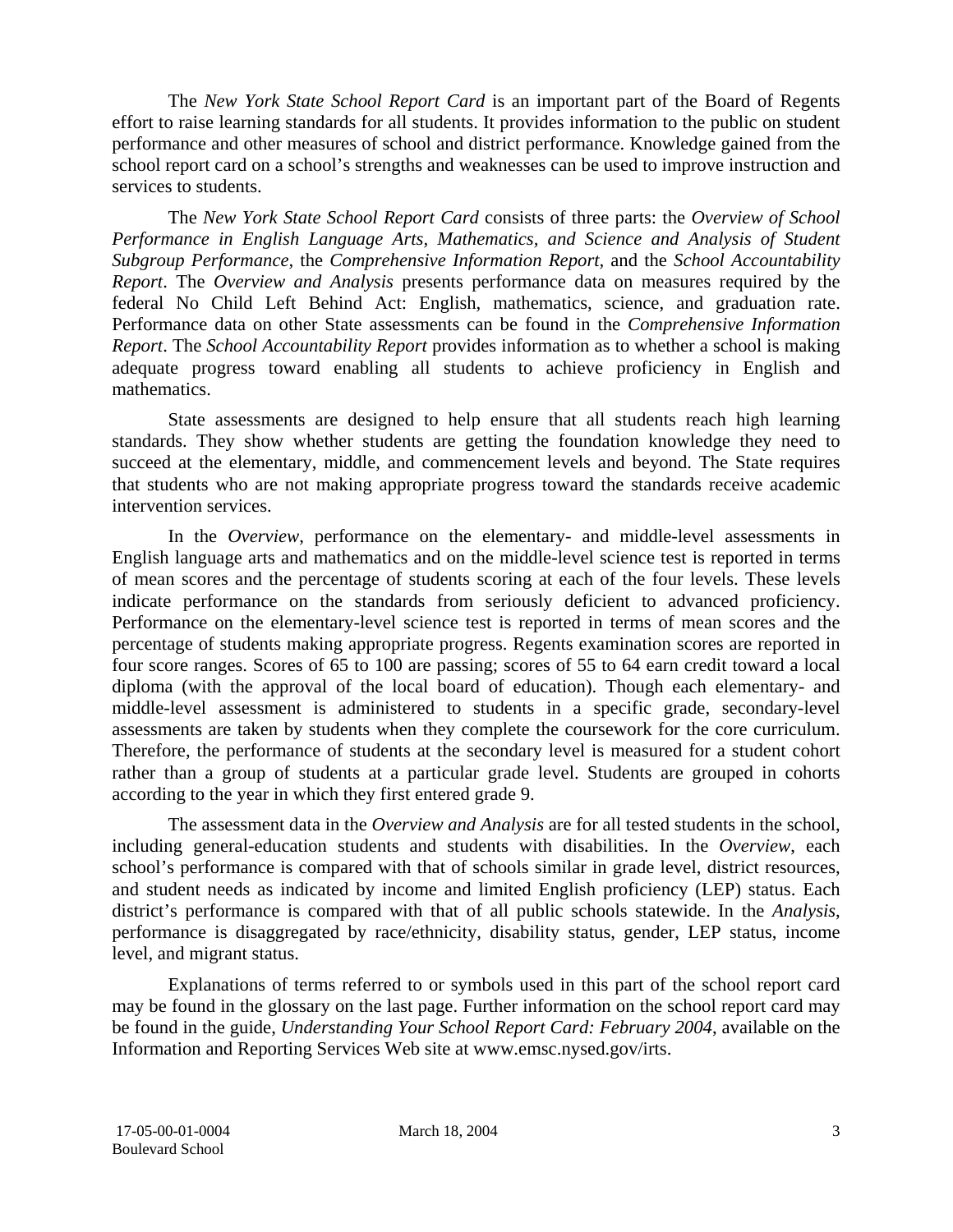The *New York State School Report Card* is an important part of the Board of Regents effort to raise learning standards for all students. It provides information to the public on student performance and other measures of school and district performance. Knowledge gained from the school report card on a school's strengths and weaknesses can be used to improve instruction and services to students.

The *New York State School Report Card* consists of three parts: the *Overview of School Performance in English Language Arts, Mathematics, and Science and Analysis of Student Subgroup Performance,* the *Comprehensive Information Report,* and the *School Accountability Report*. The *Overview and Analysis* presents performance data on measures required by the federal No Child Left Behind Act: English, mathematics, science, and graduation rate. Performance data on other State assessments can be found in the *Comprehensive Information Report*. The *School Accountability Report* provides information as to whether a school is making adequate progress toward enabling all students to achieve proficiency in English and mathematics.

State assessments are designed to help ensure that all students reach high learning standards. They show whether students are getting the foundation knowledge they need to succeed at the elementary, middle, and commencement levels and beyond. The State requires that students who are not making appropriate progress toward the standards receive academic intervention services.

In the *Overview*, performance on the elementary- and middle-level assessments in English language arts and mathematics and on the middle-level science test is reported in terms of mean scores and the percentage of students scoring at each of the four levels. These levels indicate performance on the standards from seriously deficient to advanced proficiency. Performance on the elementary-level science test is reported in terms of mean scores and the percentage of students making appropriate progress. Regents examination scores are reported in four score ranges. Scores of 65 to 100 are passing; scores of 55 to 64 earn credit toward a local diploma (with the approval of the local board of education). Though each elementary- and middle-level assessment is administered to students in a specific grade, secondary-level assessments are taken by students when they complete the coursework for the core curriculum. Therefore, the performance of students at the secondary level is measured for a student cohort rather than a group of students at a particular grade level. Students are grouped in cohorts according to the year in which they first entered grade 9.

The assessment data in the *Overview and Analysis* are for all tested students in the school, including general-education students and students with disabilities. In the *Overview*, each school's performance is compared with that of schools similar in grade level, district resources, and student needs as indicated by income and limited English proficiency (LEP) status. Each district's performance is compared with that of all public schools statewide. In the *Analysis*, performance is disaggregated by race/ethnicity, disability status, gender, LEP status, income level, and migrant status.

Explanations of terms referred to or symbols used in this part of the school report card may be found in the glossary on the last page. Further information on the school report card may be found in the guide, *Understanding Your School Report Card: February 2004*, available on the Information and Reporting Services Web site at www.emsc.nysed.gov/irts.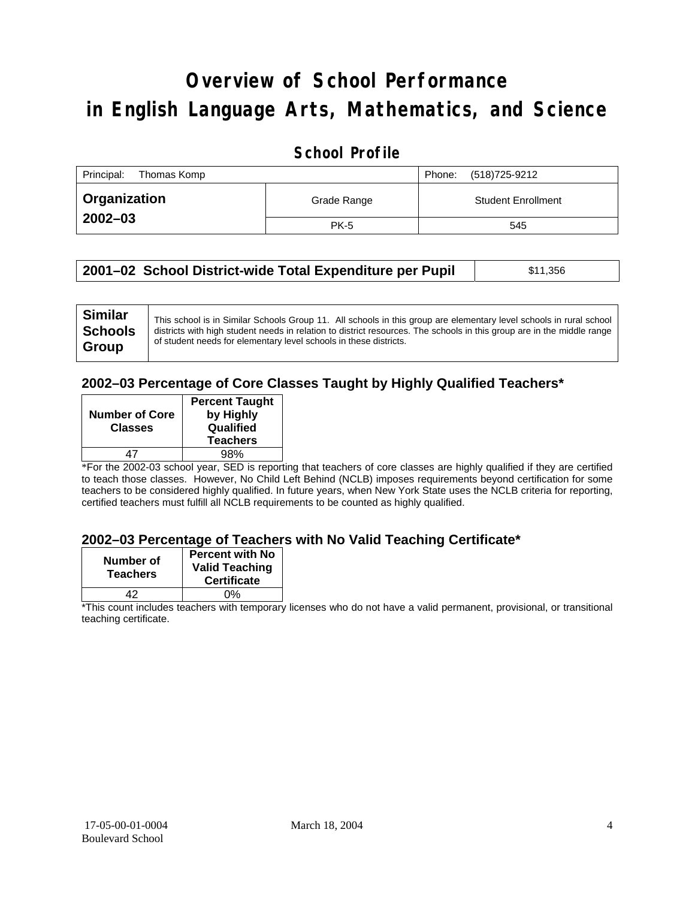# Overview of School Performance in English Language Arts, Mathematics, and Science

## School Profile

| Principal: Thomas Komp | | Phone: (518)725-9212 |
|---|---|---|
| **Organization 2002–03** | Grade Range | Student Enrollment |
| | PK-5 | 545 |

| **2001–02 School District-wide Total Expenditure per Pupil** | $11,356 |
|---|---|

| **Similar Schools Group** | This school is in Similar Schools Group 11. All schools in this group are elementary level schools in rural school districts with high student needs in relation to district resources. The schools in this group are in the middle range of student needs for elementary level schools in these districts. |
|---|---|

### 2002–03 Percentage of Core Classes Taught by Highly Qualified Teachers*

| Number of Core Classes | Percent Taught by Highly Qualified Teachers |
|---|---|
| 47 | 98% |

*For the 2002-03 school year, SED is reporting that teachers of core classes are highly qualified if they are certified to teach those classes. However, No Child Left Behind (NCLB) imposes requirements beyond certification for some teachers to be considered highly qualified. In future years, when New York State uses the NCLB criteria for reporting, certified teachers must fulfill all NCLB requirements to be counted as highly qualified.

### 2002–03 Percentage of Teachers with No Valid Teaching Certificate*

| Number of Teachers | Percent with No Valid Teaching Certificate |
|---|---|
| 42 | 0% |

*This count includes teachers with temporary licenses who do not have a valid permanent, provisional, or transitional teaching certificate.

17-05-00-01-0004 March 18, 2004
Boulevard School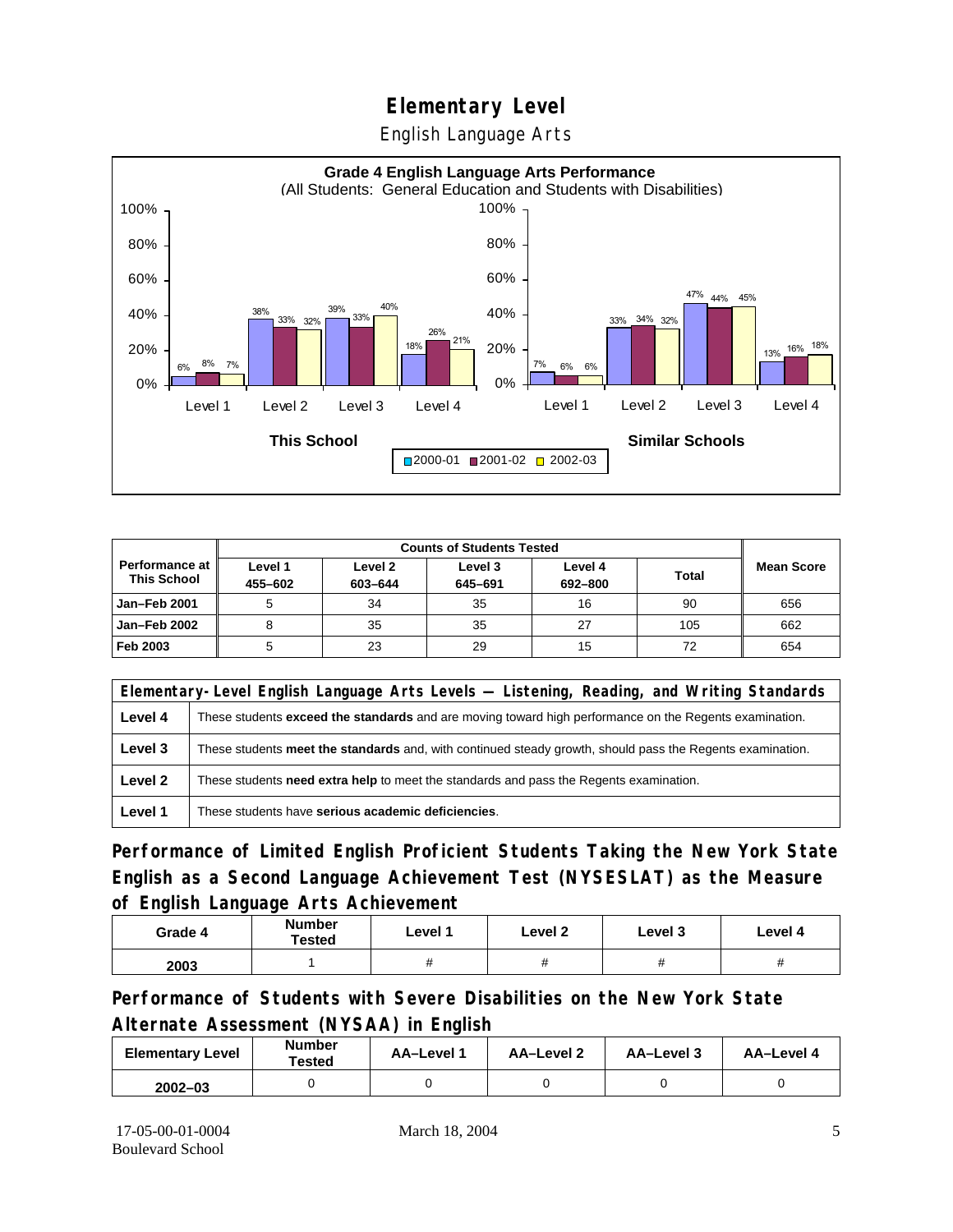# Elementary Level

English Language Arts

**Grade 4 English Language Arts Performance**
(All Students: General Education and Students with Disabilities)

| This School | 2000-01 | 2001-02 | 2002-03 |
|---|---|---|---|
| Level 1 | 6% | 8% | 7% |
| Level 2 | 38% | 33% | 32% |
| Level 3 | 39% | 33% | 40% |
| Level 4 | 18% | 26% | 21% |

| Similar Schools | 2000-01 | 2001-02 | 2002-03 |
|---|---|---|---|
| Level 1 | 7% | 6% | 6% |
| Level 2 | 33% | 34% | 32% |
| Level 3 | 47% | 44% | 45% |
| Level 4 | 13% | 16% | 18% |

| Performance at This School | Counts of Students Tested | | | | | Mean Score |
|---|---|---|---|---|---|---|
| | Level 1 455–602 | Level 2 603–644 | Level 3 645–691 | Level 4 692–800 | Total | |
| Jan–Feb 2001 | 5 | 34 | 35 | 16 | 90 | 656 |
| Jan–Feb 2002 | 8 | 35 | 35 | 27 | 105 | 662 |
| Feb 2003 | 5 | 23 | 29 | 15 | 72 | 654 |

| Elementary-Level English Language Arts Levels — Listening, Reading, and Writing Standards | |
|---|---|
| Level 4 | These students **exceed the standards** and are moving toward high performance on the Regents examination. |
| Level 3 | These students **meet the standards** and, with continued steady growth, should pass the Regents examination. |
| Level 2 | These students **need extra help** to meet the standards and pass the Regents examination. |
| Level 1 | These students have **serious academic deficiencies**. |

## Performance of Limited English Proficient Students Taking the New York State English as a Second Language Achievement Test (NYSESLAT) as the Measure of English Language Arts Achievement

| Grade 4 | Number Tested | Level 1 | Level 2 | Level 3 | Level 4 |
|---|---|---|---|---|---|
| 2003 | 1 | # | # | # | # |

## Performance of Students with Severe Disabilities on the New York State Alternate Assessment (NYSAA) in English

| Elementary Level | Number Tested | AA–Level 1 | AA–Level 2 | AA–Level 3 | AA–Level 4 |
|---|---|---|---|---|---|
| 2002–03 | 0 | 0 | 0 | 0 | 0 |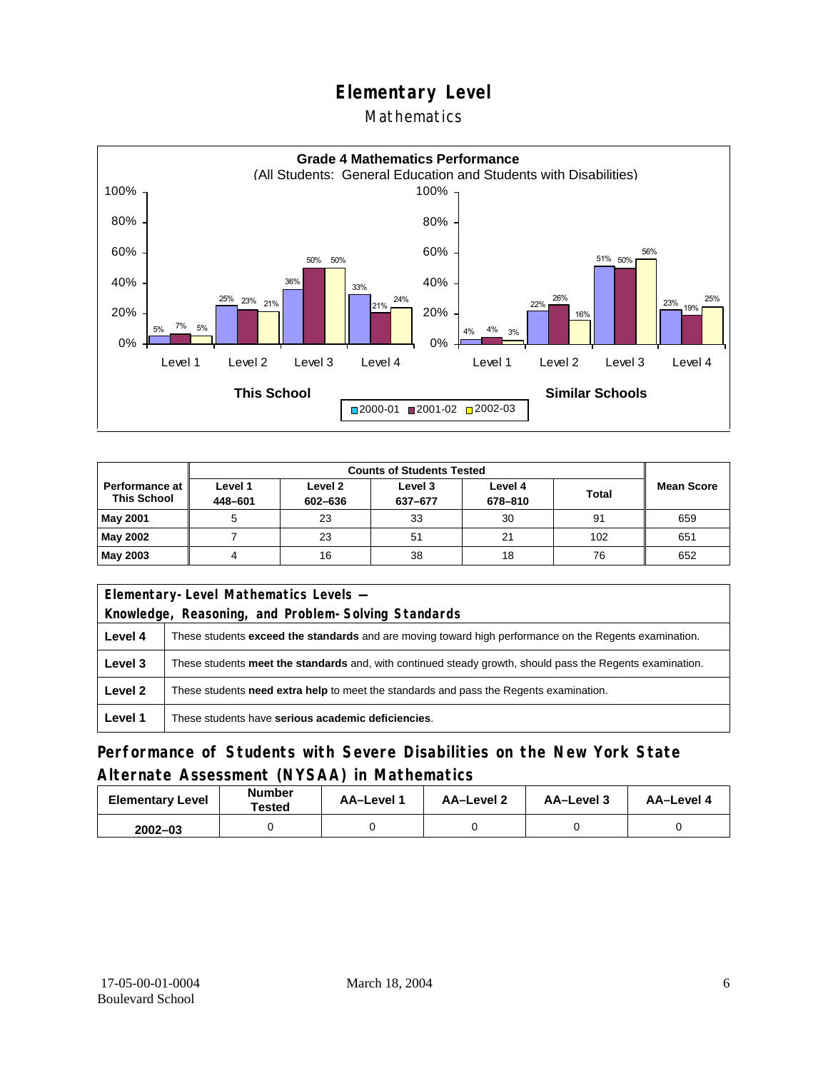# Elementary Level

## Mathematics

**Grade 4 Mathematics Performance**
(All Students: General Education and Students with Disabilities)

| | This School 2000-01 | This School 2001-02 | This School 2002-03 | Similar Schools 2000-01 | Similar Schools 2001-02 | Similar Schools 2002-03 |
|---|---|---|---|---|---|---|
| Level 1 | 5% | 7% | 5% | 4% | 4% | 3% |
| Level 2 | 25% | 23% | 21% | 22% | 26% | 16% |
| Level 3 | 36% | 50% | 50% | 51% | 50% | 56% |
| Level 4 | 33% | 21% | 24% | 23% | 19% | 25% |

| Performance at This School | Counts of Students Tested | | | | | Mean Score |
|---|---|---|---|---|---|---|
| | Level 1 448–601 | Level 2 602–636 | Level 3 637–677 | Level 4 678–810 | Total | |
| **May 2001** | 5 | 23 | 33 | 30 | 91 | 659 |
| **May 2002** | 7 | 23 | 51 | 21 | 102 | 651 |
| **May 2003** | 4 | 16 | 38 | 18 | 76 | 652 |

| Elementary-Level Mathematics Levels — Knowledge, Reasoning, and Problem-Solving Standards | |
|---|---|
| **Level 4** | These students **exceed the standards** and are moving toward high performance on the Regents examination. |
| **Level 3** | These students **meet the standards** and, with continued steady growth, should pass the Regents examination. |
| **Level 2** | These students **need extra help** to meet the standards and pass the Regents examination. |
| **Level 1** | These students have **serious academic deficiencies**. |

## Performance of Students with Severe Disabilities on the New York State Alternate Assessment (NYSAA) in Mathematics

| Elementary Level | Number Tested | AA–Level 1 | AA–Level 2 | AA–Level 3 | AA–Level 4 |
|---|---|---|---|---|---|
| 2002–03 | 0 | 0 | 0 | 0 | 0 |

17-05-00-01-0004
Boulevard School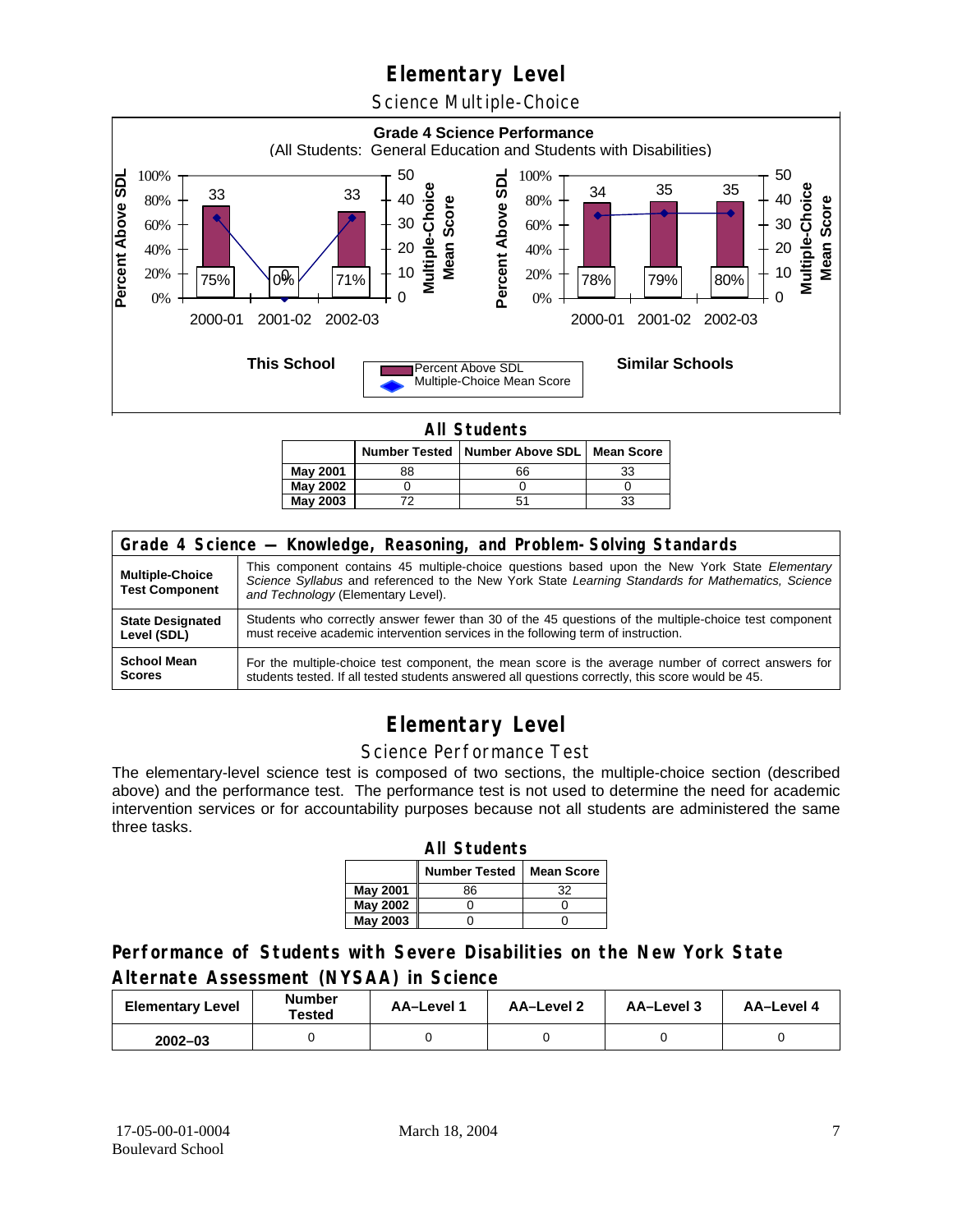# Elementary Level

## Science Multiple-Choice

**Grade 4 Science Performance**
(All Students: General Education and Students with Disabilities)

**This School**

| | 2000-01 | 2001-02 | 2002-03 |
|---|---|---|---|
| Percent Above SDL | 75% | 0% | 71% |
| Multiple-Choice Mean Score | 33 | 0 | 33 |

**Similar Schools**

| | 2000-01 | 2001-02 | 2002-03 |
|---|---|---|---|
| Percent Above SDL | 78% | 79% | 80% |
| Multiple-Choice Mean Score | 34 | 35 | 35 |

**All Students**

| | Number Tested | Number Above SDL | Mean Score |
|---|---|---|---|
| May 2001 | 88 | 66 | 33 |
| May 2002 | 0 | 0 | 0 |
| May 2003 | 72 | 51 | 33 |

| Grade 4 Science — Knowledge, Reasoning, and Problem-Solving Standards | |
|---|---|
| **Multiple-Choice Test Component** | This component contains 45 multiple-choice questions based upon the New York State *Elementary Science Syllabus* and referenced to the New York State *Learning Standards for Mathematics, Science and Technology* (Elementary Level). |
| **State Designated Level (SDL)** | Students who correctly answer fewer than 30 of the 45 questions of the multiple-choice test component must receive academic intervention services in the following term of instruction. |
| **School Mean Scores** | For the multiple-choice test component, the mean score is the average number of correct answers for students tested. If all tested students answered all questions correctly, this score would be 45. |

# Elementary Level

## Science Performance Test

The elementary-level science test is composed of two sections, the multiple-choice section (described above) and the performance test. The performance test is not used to determine the need for academic intervention services or for accountability purposes because not all students are administered the same three tasks.

**All Students**

| | Number Tested | Mean Score |
|---|---|---|
| May 2001 | 86 | 32 |
| May 2002 | 0 | 0 |
| May 2003 | 0 | 0 |

## Performance of Students with Severe Disabilities on the New York State Alternate Assessment (NYSAA) in Science

| Elementary Level | Number Tested | AA–Level 1 | AA–Level 2 | AA–Level 3 | AA–Level 4 |
|---|---|---|---|---|---|
| 2002–03 | 0 | 0 | 0 | 0 | 0 |

17-05-00-01-0004
Boulevard School

March 18, 2004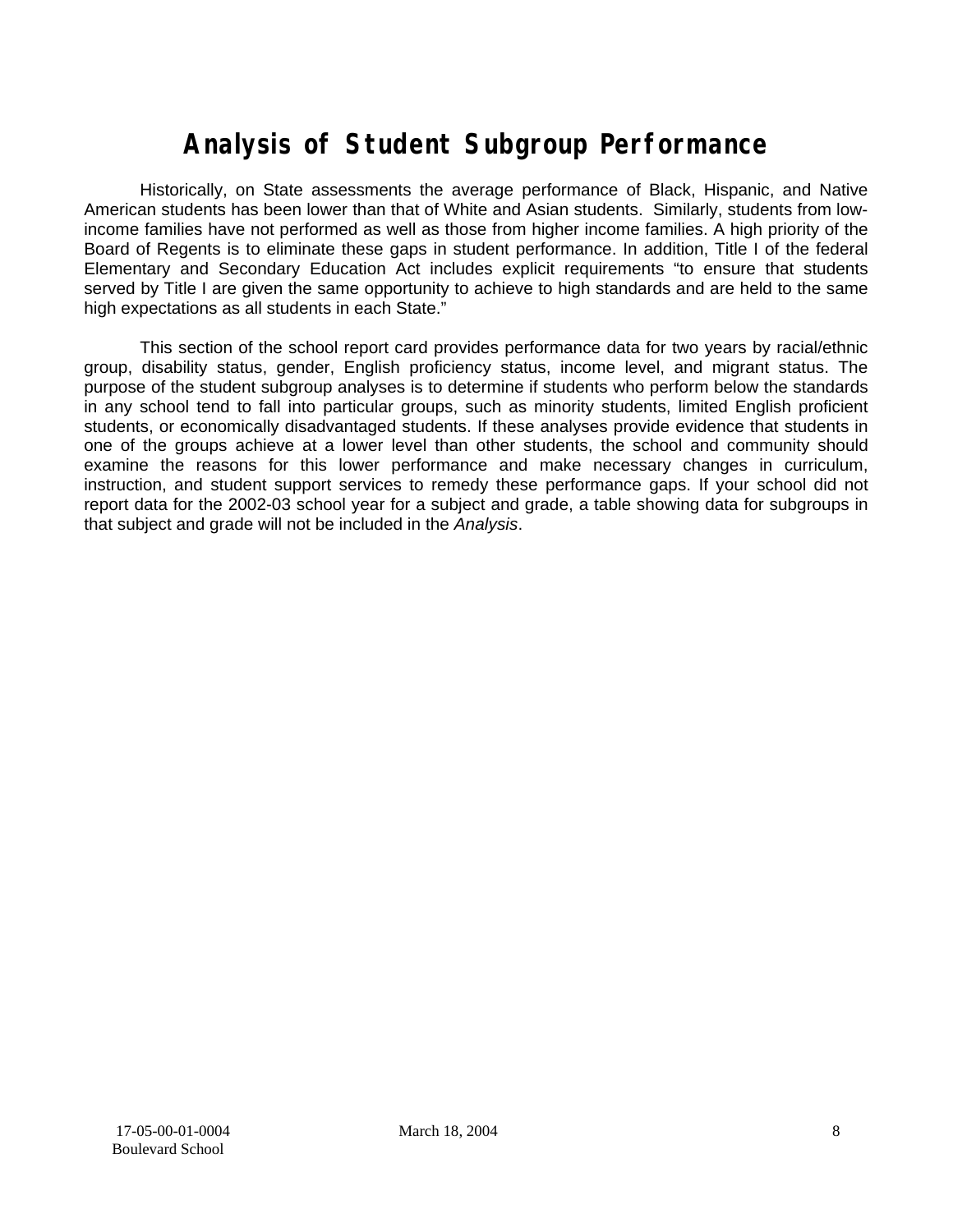# Analysis of Student Subgroup Performance

Historically, on State assessments the average performance of Black, Hispanic, and Native American students has been lower than that of White and Asian students. Similarly, students from low-income families have not performed as well as those from higher income families. A high priority of the Board of Regents is to eliminate these gaps in student performance. In addition, Title I of the federal Elementary and Secondary Education Act includes explicit requirements "to ensure that students served by Title I are given the same opportunity to achieve to high standards and are held to the same high expectations as all students in each State."

This section of the school report card provides performance data for two years by racial/ethnic group, disability status, gender, English proficiency status, income level, and migrant status. The purpose of the student subgroup analyses is to determine if students who perform below the standards in any school tend to fall into particular groups, such as minority students, limited English proficient students, or economically disadvantaged students. If these analyses provide evidence that students in one of the groups achieve at a lower level than other students, the school and community should examine the reasons for this lower performance and make necessary changes in curriculum, instruction, and student support services to remedy these performance gaps. If your school did not report data for the 2002-03 school year for a subject and grade, a table showing data for subgroups in that subject and grade will not be included in the *Analysis*.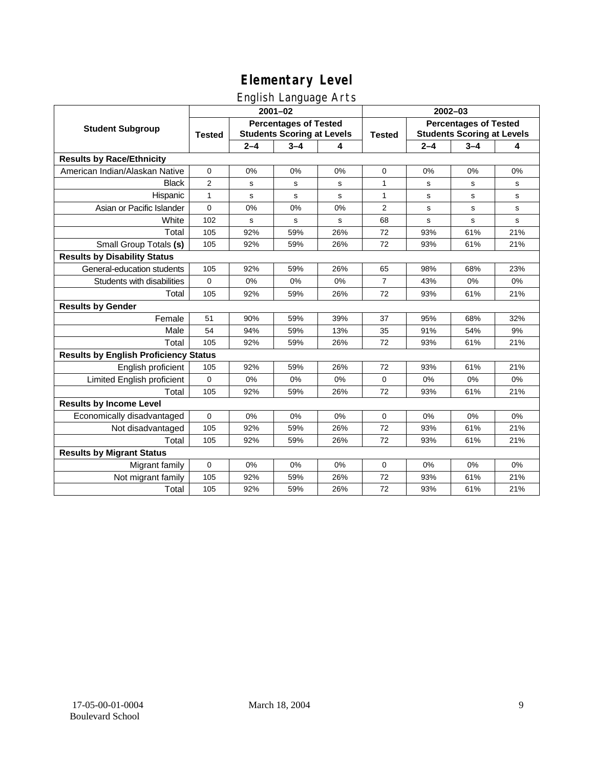# Elementary Level

## English Language Arts

| Student Subgroup | 2001–02 | | | | 2002–03 | | | |
|---|---|---|---|---|---|---|---|---|
| | Tested | Percentages of Tested Students Scoring at Levels | | | Tested | Percentages of Tested Students Scoring at Levels | | |
| | | 2–4 | 3–4 | 4 | | 2–4 | 3–4 | 4 |
| **Results by Race/Ethnicity** | | | | | | | | |
| American Indian/Alaskan Native | 0 | 0% | 0% | 0% | 0 | 0% | 0% | 0% |
| Black | 2 | s | s | s | 1 | s | s | s |
| Hispanic | 1 | s | s | s | 1 | s | s | s |
| Asian or Pacific Islander | 0 | 0% | 0% | 0% | 2 | s | s | s |
| White | 102 | s | s | s | 68 | s | s | s |
| Total | 105 | 92% | 59% | 26% | 72 | 93% | 61% | 21% |
| Small Group Totals **(s)** | 105 | 92% | 59% | 26% | 72 | 93% | 61% | 21% |
| **Results by Disability Status** | | | | | | | | |
| General-education students | 105 | 92% | 59% | 26% | 65 | 98% | 68% | 23% |
| Students with disabilities | 0 | 0% | 0% | 0% | 7 | 43% | 0% | 0% |
| Total | 105 | 92% | 59% | 26% | 72 | 93% | 61% | 21% |
| **Results by Gender** | | | | | | | | |
| Female | 51 | 90% | 59% | 39% | 37 | 95% | 68% | 32% |
| Male | 54 | 94% | 59% | 13% | 35 | 91% | 54% | 9% |
| Total | 105 | 92% | 59% | 26% | 72 | 93% | 61% | 21% |
| **Results by English Proficiency Status** | | | | | | | | |
| English proficient | 105 | 92% | 59% | 26% | 72 | 93% | 61% | 21% |
| Limited English proficient | 0 | 0% | 0% | 0% | 0 | 0% | 0% | 0% |
| Total | 105 | 92% | 59% | 26% | 72 | 93% | 61% | 21% |
| **Results by Income Level** | | | | | | | | |
| Economically disadvantaged | 0 | 0% | 0% | 0% | 0 | 0% | 0% | 0% |
| Not disadvantaged | 105 | 92% | 59% | 26% | 72 | 93% | 61% | 21% |
| Total | 105 | 92% | 59% | 26% | 72 | 93% | 61% | 21% |
| **Results by Migrant Status** | | | | | | | | |
| Migrant family | 0 | 0% | 0% | 0% | 0 | 0% | 0% | 0% |
| Not migrant family | 105 | 92% | 59% | 26% | 72 | 93% | 61% | 21% |
| Total | 105 | 92% | 59% | 26% | 72 | 93% | 61% | 21% |

17-05-00-01-0004
Boulevard School

March 18, 2004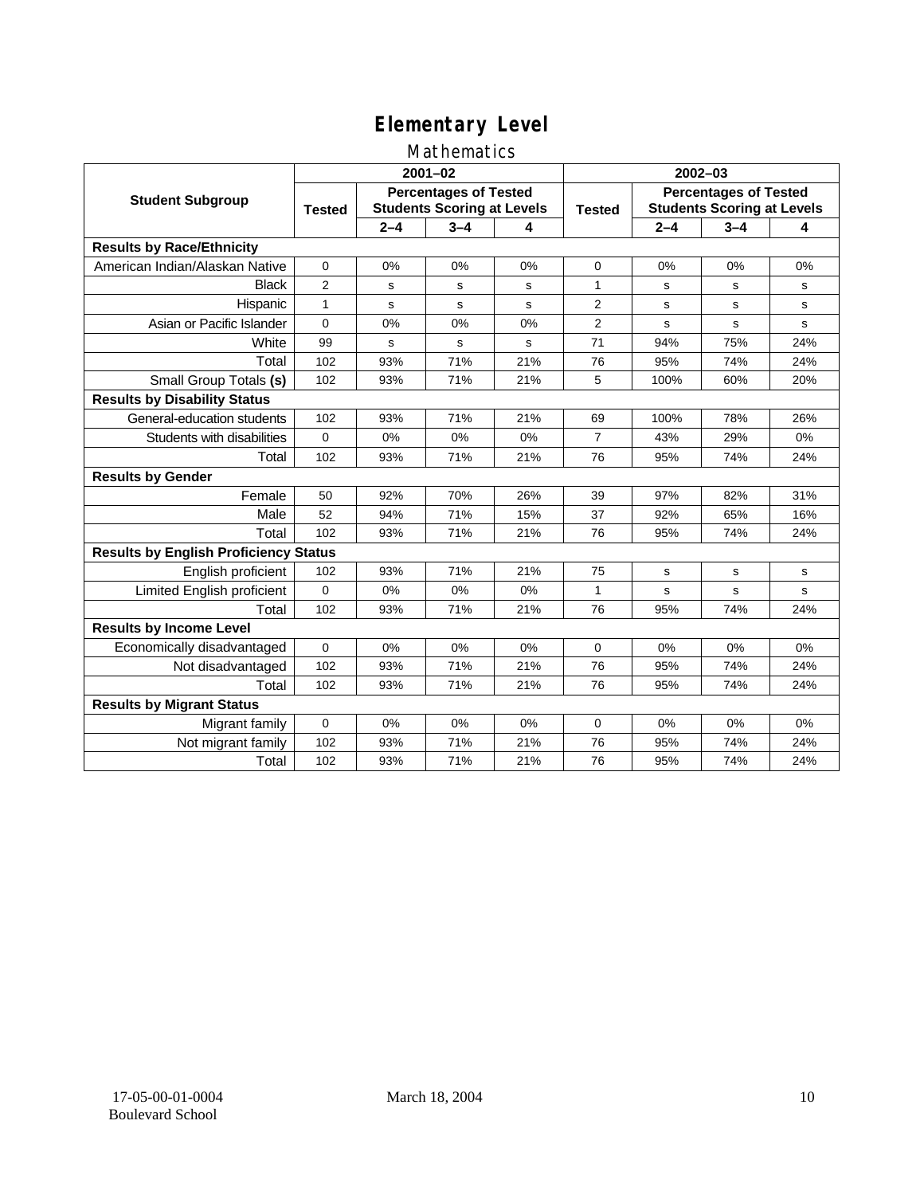# Elementary Level

## Mathematics

| Student Subgroup | 2001–02 | | | | 2002–03 | | | |
|---|---|---|---|---|---|---|---|---|
| | Tested | Percentages of Tested Students Scoring at Levels | | | Tested | Percentages of Tested Students Scoring at Levels | | |
| | | 2–4 | 3–4 | 4 | | 2–4 | 3–4 | 4 |
| **Results by Race/Ethnicity** | | | | | | | | |
| American Indian/Alaskan Native | 0 | 0% | 0% | 0% | 0 | 0% | 0% | 0% |
| Black | 2 | s | s | s | 1 | s | s | s |
| Hispanic | 1 | s | s | s | 2 | s | s | s |
| Asian or Pacific Islander | 0 | 0% | 0% | 0% | 2 | s | s | s |
| White | 99 | s | s | s | 71 | 94% | 75% | 24% |
| Total | 102 | 93% | 71% | 21% | 76 | 95% | 74% | 24% |
| Small Group Totals **(s)** | 102 | 93% | 71% | 21% | 5 | 100% | 60% | 20% |
| **Results by Disability Status** | | | | | | | | |
| General-education students | 102 | 93% | 71% | 21% | 69 | 100% | 78% | 26% |
| Students with disabilities | 0 | 0% | 0% | 0% | 7 | 43% | 29% | 0% |
| Total | 102 | 93% | 71% | 21% | 76 | 95% | 74% | 24% |
| **Results by Gender** | | | | | | | | |
| Female | 50 | 92% | 70% | 26% | 39 | 97% | 82% | 31% |
| Male | 52 | 94% | 71% | 15% | 37 | 92% | 65% | 16% |
| Total | 102 | 93% | 71% | 21% | 76 | 95% | 74% | 24% |
| **Results by English Proficiency Status** | | | | | | | | |
| English proficient | 102 | 93% | 71% | 21% | 75 | s | s | s |
| Limited English proficient | 0 | 0% | 0% | 0% | 1 | s | s | s |
| Total | 102 | 93% | 71% | 21% | 76 | 95% | 74% | 24% |
| **Results by Income Level** | | | | | | | | |
| Economically disadvantaged | 0 | 0% | 0% | 0% | 0 | 0% | 0% | 0% |
| Not disadvantaged | 102 | 93% | 71% | 21% | 76 | 95% | 74% | 24% |
| Total | 102 | 93% | 71% | 21% | 76 | 95% | 74% | 24% |
| **Results by Migrant Status** | | | | | | | | |
| Migrant family | 0 | 0% | 0% | 0% | 0 | 0% | 0% | 0% |
| Not migrant family | 102 | 93% | 71% | 21% | 76 | 95% | 74% | 24% |
| Total | 102 | 93% | 71% | 21% | 76 | 95% | 74% | 24% |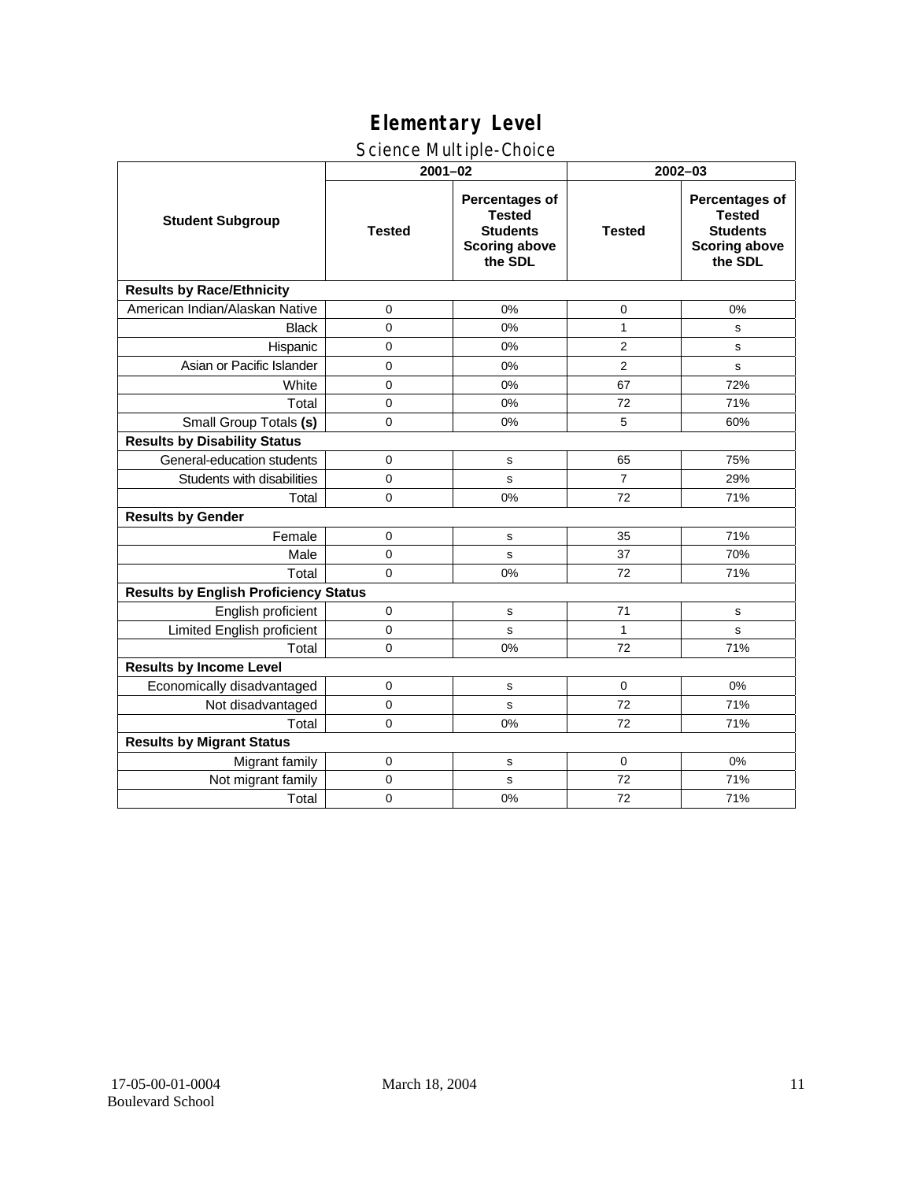# Elementary Level

## Science Multiple-Choice

| Student Subgroup | 2001–02 | | 2002–03 | |
|---|---|---|---|---|
| | Tested | Percentages of Tested Students Scoring above the SDL | Tested | Percentages of Tested Students Scoring above the SDL |
| **Results by Race/Ethnicity** | | | | |
| American Indian/Alaskan Native | 0 | 0% | 0 | 0% |
| Black | 0 | 0% | 1 | s |
| Hispanic | 0 | 0% | 2 | s |
| Asian or Pacific Islander | 0 | 0% | 2 | s |
| White | 0 | 0% | 67 | 72% |
| Total | 0 | 0% | 72 | 71% |
| Small Group Totals **(s)** | 0 | 0% | 5 | 60% |
| **Results by Disability Status** | | | | |
| General-education students | 0 | s | 65 | 75% |
| Students with disabilities | 0 | s | 7 | 29% |
| Total | 0 | 0% | 72 | 71% |
| **Results by Gender** | | | | |
| Female | 0 | s | 35 | 71% |
| Male | 0 | s | 37 | 70% |
| Total | 0 | 0% | 72 | 71% |
| **Results by English Proficiency Status** | | | | |
| English proficient | 0 | s | 71 | s |
| Limited English proficient | 0 | s | 1 | s |
| Total | 0 | 0% | 72 | 71% |
| **Results by Income Level** | | | | |
| Economically disadvantaged | 0 | s | 0 | 0% |
| Not disadvantaged | 0 | s | 72 | 71% |
| Total | 0 | 0% | 72 | 71% |
| **Results by Migrant Status** | | | | |
| Migrant family | 0 | s | 0 | 0% |
| Not migrant family | 0 | s | 72 | 71% |
| Total | 0 | 0% | 72 | 71% |

17-05-00-01-0004 March 18, 2004
Boulevard School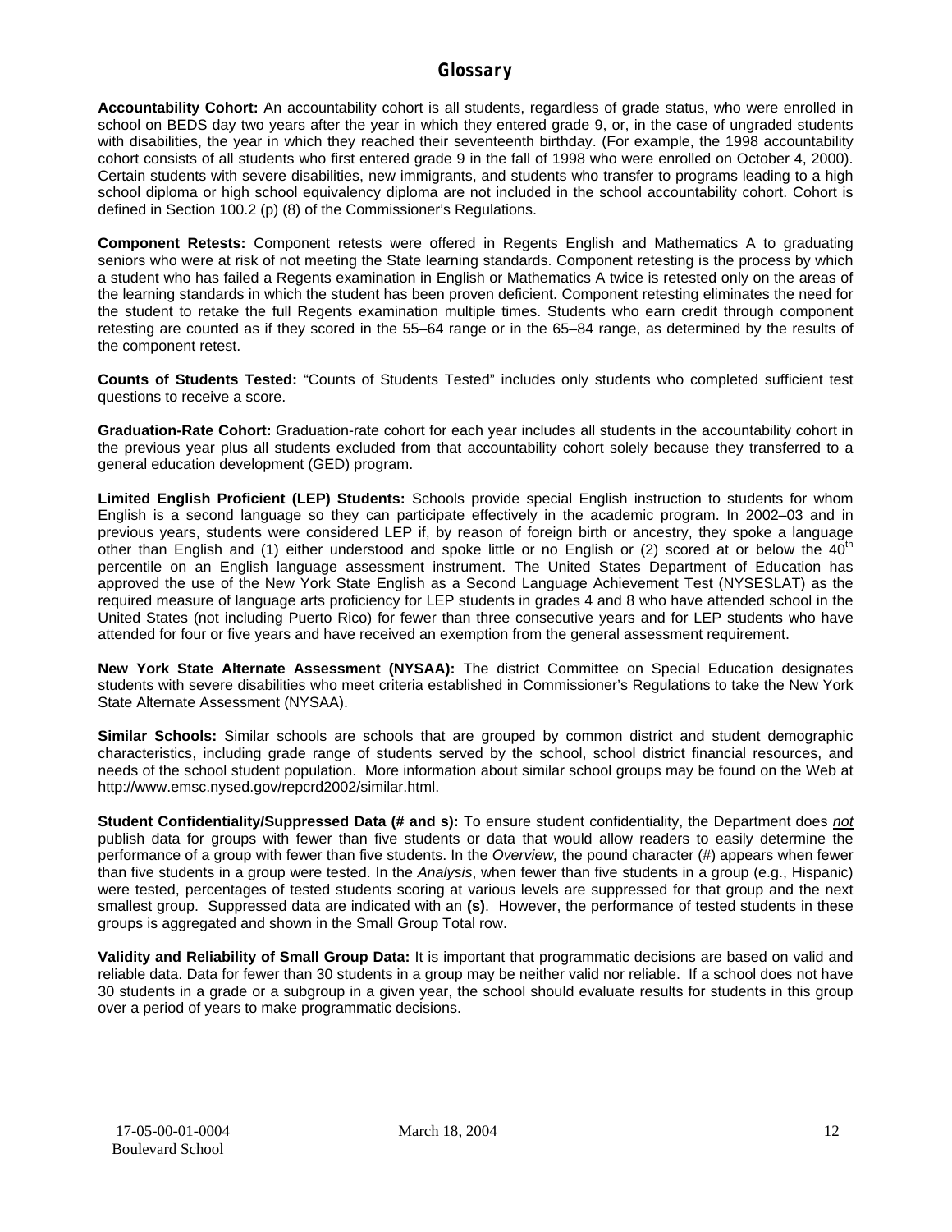# Glossary

**Accountability Cohort:** An accountability cohort is all students, regardless of grade status, who were enrolled in school on BEDS day two years after the year in which they entered grade 9, or, in the case of ungraded students with disabilities, the year in which they reached their seventeenth birthday. (For example, the 1998 accountability cohort consists of all students who first entered grade 9 in the fall of 1998 who were enrolled on October 4, 2000). Certain students with severe disabilities, new immigrants, and students who transfer to programs leading to a high school diploma or high school equivalency diploma are not included in the school accountability cohort. Cohort is defined in Section 100.2 (p) (8) of the Commissioner's Regulations.

**Component Retests:** Component retests were offered in Regents English and Mathematics A to graduating seniors who were at risk of not meeting the State learning standards. Component retesting is the process by which a student who has failed a Regents examination in English or Mathematics A twice is retested only on the areas of the learning standards in which the student has been proven deficient. Component retesting eliminates the need for the student to retake the full Regents examination multiple times. Students who earn credit through component retesting are counted as if they scored in the 55–64 range or in the 65–84 range, as determined by the results of the component retest.

**Counts of Students Tested:** "Counts of Students Tested" includes only students who completed sufficient test questions to receive a score.

**Graduation-Rate Cohort:** Graduation-rate cohort for each year includes all students in the accountability cohort in the previous year plus all students excluded from that accountability cohort solely because they transferred to a general education development (GED) program.

**Limited English Proficient (LEP) Students:** Schools provide special English instruction to students for whom English is a second language so they can participate effectively in the academic program. In 2002–03 and in previous years, students were considered LEP if, by reason of foreign birth or ancestry, they spoke a language other than English and (1) either understood and spoke little or no English or (2) scored at or below the 40th percentile on an English language assessment instrument. The United States Department of Education has approved the use of the New York State English as a Second Language Achievement Test (NYSESLAT) as the required measure of language arts proficiency for LEP students in grades 4 and 8 who have attended school in the United States (not including Puerto Rico) for fewer than three consecutive years and for LEP students who have attended for four or five years and have received an exemption from the general assessment requirement.

**New York State Alternate Assessment (NYSAA):** The district Committee on Special Education designates students with severe disabilities who meet criteria established in Commissioner's Regulations to take the New York State Alternate Assessment (NYSAA).

**Similar Schools:** Similar schools are schools that are grouped by common district and student demographic characteristics, including grade range of students served by the school, school district financial resources, and needs of the school student population. More information about similar school groups may be found on the Web at http://www.emsc.nysed.gov/repcrd2002/similar.html.

**Student Confidentiality/Suppressed Data (# and s):** To ensure student confidentiality, the Department does *not* publish data for groups with fewer than five students or data that would allow readers to easily determine the performance of a group with fewer than five students. In the *Overview,* the pound character (#) appears when fewer than five students in a group were tested. In the *Analysis*, when fewer than five students in a group (e.g., Hispanic) were tested, percentages of tested students scoring at various levels are suppressed for that group and the next smallest group. Suppressed data are indicated with an **(s)**. However, the performance of tested students in these groups is aggregated and shown in the Small Group Total row.

**Validity and Reliability of Small Group Data:** It is important that programmatic decisions are based on valid and reliable data. Data for fewer than 30 students in a group may be neither valid nor reliable. If a school does not have 30 students in a grade or a subgroup in a given year, the school should evaluate results for students in this group over a period of years to make programmatic decisions.

17-05-00-01-0004
Boulevard School

March 18, 2004